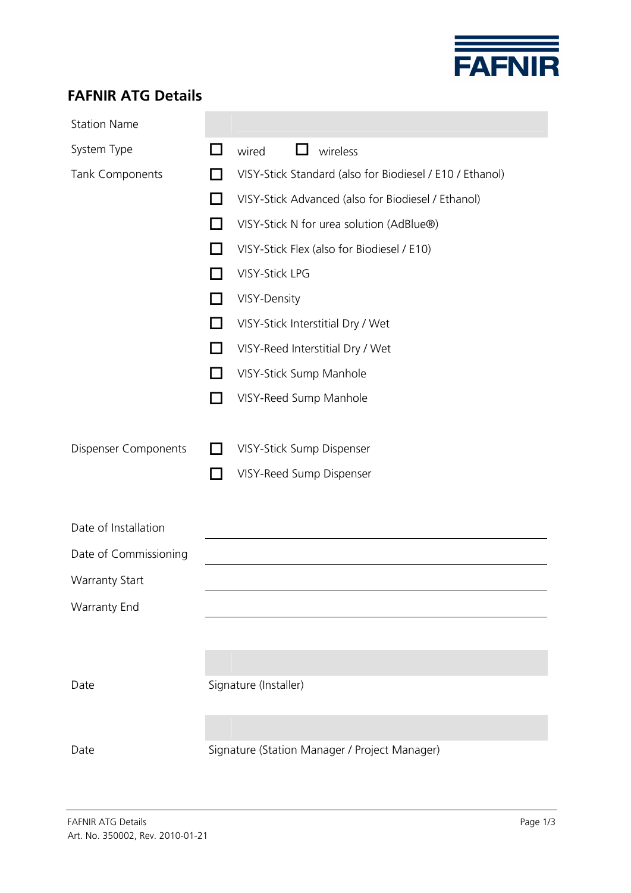FAFNIR

# FAFNIR ATG Details

**Station Name** \_\_\_\_\_\_\_\_\_\_\_\_\_\_\_\_\_\_\_\_

**System Type**

- ☐ wired
- ☐ wireless

**Tank Components**

- ☐ VISY-Stick Standard (also for Biodiesel / E10 / Ethanol)
- ☐ VISY-Stick Advanced (also for Biodiesel / Ethanol)
- ☐ VISY-Stick N for urea solution (AdBlue®)
- ☐ VISY-Stick Flex (also for Biodiesel / E10)
- ☐ VISY-Stick LPG
- ☐ VISY-Density
- ☐ VISY-Stick Interstitial Dry / Wet
- ☐ VISY-Reed Interstitial Dry / Wet
- ☐ VISY-Stick Sump Manhole
- ☐ VISY-Reed Sump Manhole

**Dispenser Components**

- ☐ VISY-Stick Sump Dispenser
- ☐ VISY-Reed Sump Dispenser

Date of Installation \_\_\_\_\_\_\_\_\_\_\_\_\_\_\_\_\_\_\_\_

Date of Commissioning \_\_\_\_\_\_\_\_\_\_\_\_\_\_\_\_\_\_\_\_

Warranty Start \_\_\_\_\_\_\_\_\_\_\_\_\_\_\_\_\_\_\_\_

Warranty End \_\_\_\_\_\_\_\_\_\_\_\_\_\_\_\_\_\_\_\_

| Date | Signature (Installer) |
|---|---|
| | |

| Date | Signature (Station Manager / Project Manager) |
|---|---|
| | |

FAFNIR ATG Details
Art. No. 350002, Rev. 2010-01-21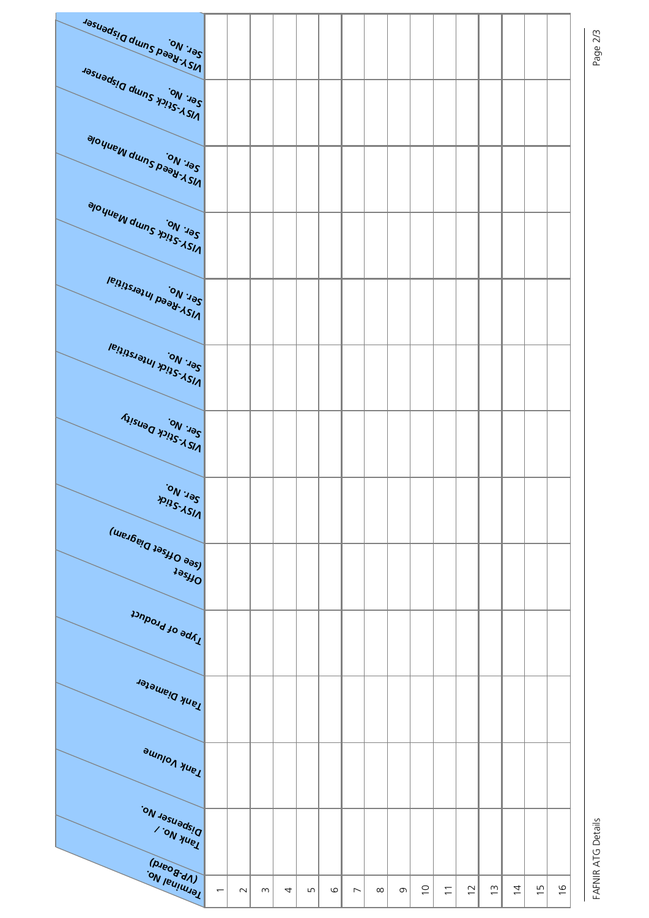| Terminal No. (VP-Board) | Tank No. / Dispenser No. | Tank Volume | Tank Diameter | Type of Product | Offset (see Offset Diagram) | VISY-Stick Ser. No. | VISY-Stick Density Ser. No. | VISY-Stick Interstitial Ser. No. | VISY-Reed Interstitial Ser. No. | VISY-Stick Sump Manhole Ser. No. | VISY-Reed Sump Manhole Ser. No. | VISY-Stick Sump Dispenser Ser. No. | VISY-Reed Sump Dispenser Ser. No. |
|---|---|---|---|---|---|---|---|---|---|---|---|---|---|
| 1 | | | | | | | | | | | | | |
| 2 | | | | | | | | | | | | | |
| 3 | | | | | | | | | | | | | |
| 4 | | | | | | | | | | | | | |
| 5 | | | | | | | | | | | | | |
| 6 | | | | | | | | | | | | | |
| 7 | | | | | | | | | | | | | |
| 8 | | | | | | | | | | | | | |
| 9 | | | | | | | | | | | | | |
| 10 | | | | | | | | | | | | | |
| 11 | | | | | | | | | | | | | |
| 12 | | | | | | | | | | | | | |
| 13 | | | | | | | | | | | | | |
| 14 | | | | | | | | | | | | | |
| 15 | | | | | | | | | | | | | |
| 16 | | | | | | | | | | | | | |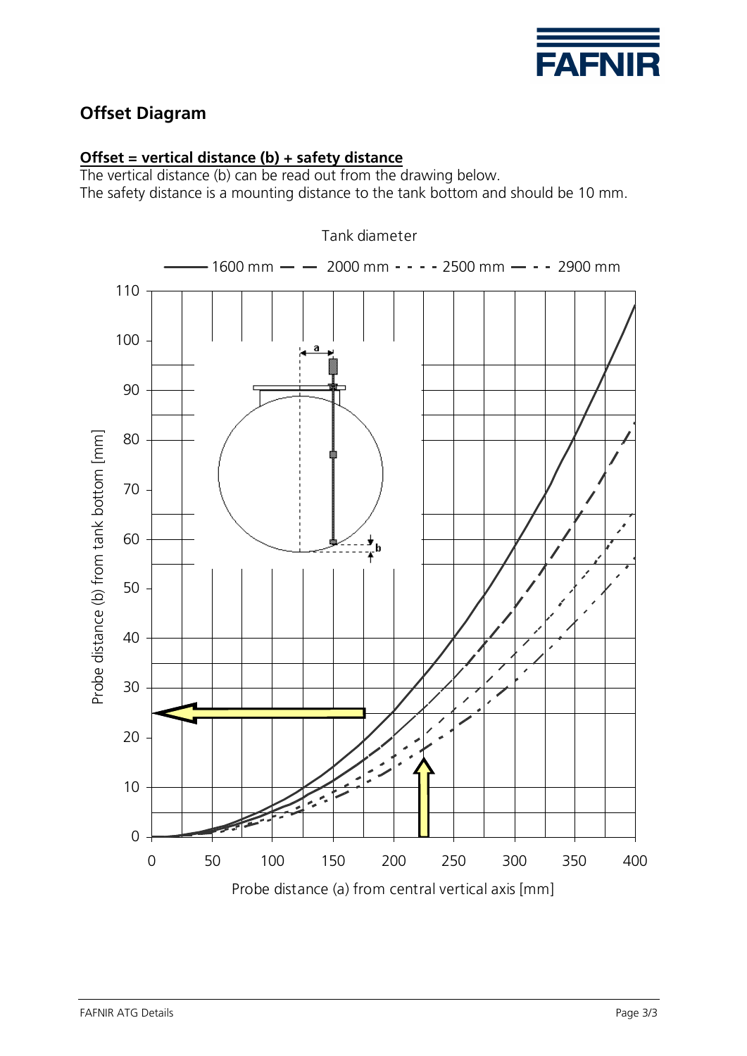## Offset Diagram

**Offset = vertical distance (b) + safety distance**

The vertical distance (b) can be read out from the drawing below.
The safety distance is a mounting distance to the tank bottom and should be 10 mm.

Tank diameter

1600 mm — 2000 mm - - - 2500 mm — - - 2900 mm

Probe distance (b) from tank bottom [mm]

110
100
90
80
70
60
50
40
30
20
10
0

0 50 100 150 200 250 300 350 400

Probe distance (a) from central vertical axis [mm]

a

b